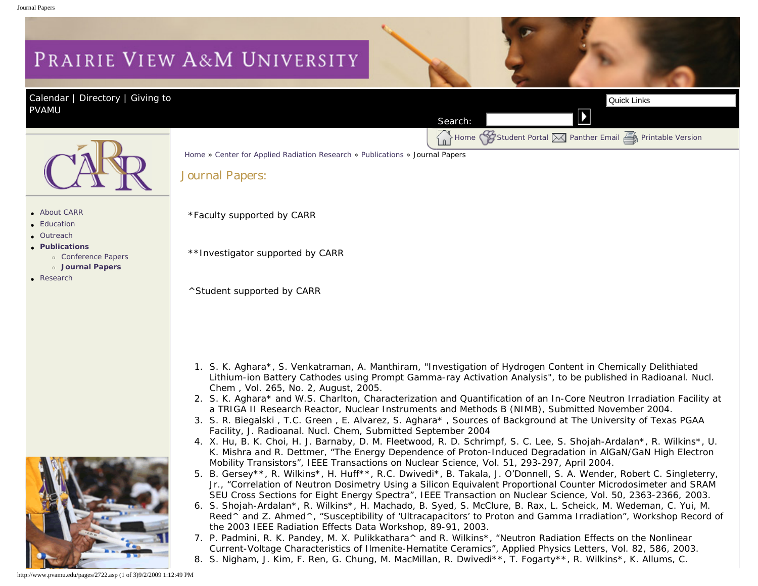# Journal Papers:

*Faculty supported by CARR

**Investigator supported by CARR

^Student supported by CARR

1. S. K. Aghara*, S. Venkatraman, A. Manthiram, "Investigation of Hydrogen Content in Chemically Delithiated Lithium-ion Battery Cathodes using Prompt Gamma-ray Activation Analysis", to be published in Radioanal. Nucl. Chem , Vol. 265, No. 2, August, 2005.
2. S. K. Aghara* and W.S. Charlton, Characterization and Quantification of an In-Core Neutron Irradiation Facility at a TRIGA II Research Reactor, Nuclear Instruments and Methods B (NIMB), Submitted November 2004.
3. S. R. Biegalski , T.C. Green , E. Alvarez, S. Aghara* , Sources of Background at The University of Texas PGAA Facility, J. Radioanal. Nucl. Chem, Submitted September 2004
4. X. Hu, B. K. Choi, H. J. Barnaby, D. M. Fleetwood, R. D. Schrimpf, S. C. Lee, S. Shojah-Ardalan*, R. Wilkins*, U. K. Mishra and R. Dettmer, “The Energy Dependence of Proton-Induced Degradation in AlGaN/GaN High Electron Mobility Transistors”, IEEE Transactions on Nuclear Science, Vol. 51, 293-297, April 2004.
5. B. Gersey**, R. Wilkins*, H. Huff**, R.C. Dwivedi*, B. Takala, J. O’Donnell, S. A. Wender, Robert C. Singleterry, Jr., “Correlation of Neutron Dosimetry Using a Silicon Equivalent Proportional Counter Microdosimeter and SRAM SEU Cross Sections for Eight Energy Spectra”, IEEE Transaction on Nuclear Science, Vol. 50, 2363-2366, 2003.
6. S. Shojah-Ardalan*, R. Wilkins*, H. Machado, B. Syed, S. McClure, B. Rax, L. Scheick, M. Wedeman, C. Yui, M. Reed^ and Z. Ahmed^, “Susceptibility of ‘Ultracapacitors’ to Proton and Gamma Irradiation”, Workshop Record of the 2003 IEEE Radiation Effects Data Workshop, 89-91, 2003.
7. P. Padmini, R. K. Pandey, M. X. Pulikkathara^ and R. Wilkins*, “Neutron Radiation Effects on the Nonlinear Current-Voltage Characteristics of Ilmenite-Hematite Ceramics”, Applied Physics Letters, Vol. 82, 586, 2003.
8. S. Nigham, J. Kim, F. Ren, G. Chung, M. MacMillan, R. Dwivedi**, T. Fogarty**, R. Wilkins*, K. Allums, C.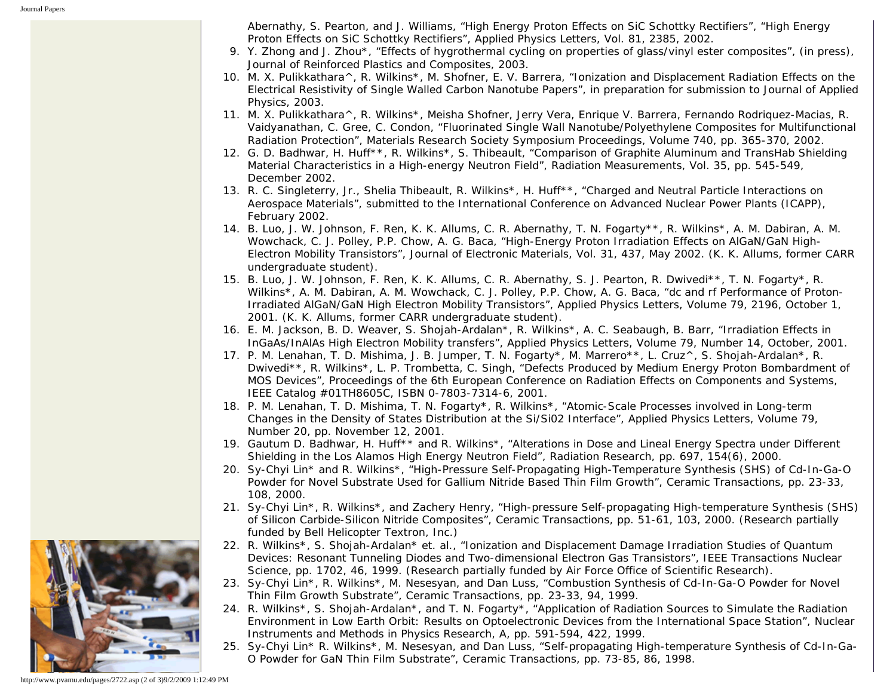Abernathy, S. Pearton, and J. Williams, "High Energy Proton Effects on SiC Schottky Rectifiers", "High Energy Proton Effects on SiC Schottky Rectifiers", Applied Physics Letters, Vol. 81, 2385, 2002.

9. Y. Zhong and J. Zhou*, "Effects of hygrothermal cycling on properties of glass/vinyl ester composites", (in press), Journal of Reinforced Plastics and Composites, 2003.
10. M. X. Pulikkathara^, R. Wilkins*, M. Shofner, E. V. Barrera, "Ionization and Displacement Radiation Effects on the Electrical Resistivity of Single Walled Carbon Nanotube Papers", in preparation for submission to Journal of Applied Physics, 2003.
11. M. X. Pulikkathara^, R. Wilkins*, Meisha Shofner, Jerry Vera, Enrique V. Barrera, Fernando Rodriquez-Macias, R. Vaidyanathan, C. Gree, C. Condon, "Fluorinated Single Wall Nanotube/Polyethylene Composites for Multifunctional Radiation Protection", Materials Research Society Symposium Proceedings, Volume 740, pp. 365-370, 2002.
12. G. D. Badhwar, H. Huff**, R. Wilkins*, S. Thibeault, "Comparison of Graphite Aluminum and TransHab Shielding Material Characteristics in a High-energy Neutron Field", Radiation Measurements, Vol. 35, pp. 545-549, December 2002.
13. R. C. Singleterry, Jr., Shelia Thibeault, R. Wilkins*, H. Huff**, "Charged and Neutral Particle Interactions on Aerospace Materials", submitted to the International Conference on Advanced Nuclear Power Plants (ICAPP), February 2002.
14. B. Luo, J. W. Johnson, F. Ren, K. K. Allums, C. R. Abernathy, T. N. Fogarty**, R. Wilkins*, A. M. Dabiran, A. M. Wowchack, C. J. Polley, P.P. Chow, A. G. Baca, "High-Energy Proton Irradiation Effects on AlGaN/GaN High-Electron Mobility Transistors", Journal of Electronic Materials, Vol. 31, 437, May 2002. (K. K. Allums, former CARR undergraduate student).
15. B. Luo, J. W. Johnson, F. Ren, K. K. Allums, C. R. Abernathy, S. J. Pearton, R. Dwivedi**, T. N. Fogarty*, R. Wilkins*, A. M. Dabiran, A. M. Wowchack, C. J. Polley, P.P. Chow, A. G. Baca, "dc and rf Performance of Proton-Irradiated AlGaN/GaN High Electron Mobility Transistors", Applied Physics Letters, Volume 79, 2196, October 1, 2001. (K. K. Allums, former CARR undergraduate student).
16. E. M. Jackson, B. D. Weaver, S. Shojah-Ardalan*, R. Wilkins*, A. C. Seabaugh, B. Barr, "Irradiation Effects in InGaAs/InAlAs High Electron Mobility transfers", Applied Physics Letters, Volume 79, Number 14, October, 2001.
17. P. M. Lenahan, T. D. Mishima, J. B. Jumper, T. N. Fogarty*, M. Marrero**, L. Cruz^, S. Shojah-Ardalan*, R. Dwivedi**, R. Wilkins*, L. P. Trombetta, C. Singh, "Defects Produced by Medium Energy Proton Bombardment of MOS Devices", Proceedings of the 6th European Conference on Radiation Effects on Components and Systems, IEEE Catalog #01TH8605C, ISBN 0-7803-7314-6, 2001.
18. P. M. Lenahan, T. D. Mishima, T. N. Fogarty*, R. Wilkins*, "Atomic-Scale Processes involved in Long-term Changes in the Density of States Distribution at the Si/Si02 Interface", Applied Physics Letters, Volume 79, Number 20, pp. November 12, 2001.
19. Gautum D. Badhwar, H. Huff** and R. Wilkins*, "Alterations in Dose and Lineal Energy Spectra under Different Shielding in the Los Alamos High Energy Neutron Field", Radiation Research, pp. 697, 154(6), 2000.
20. Sy-Chyi Lin* and R. Wilkins*, "High-Pressure Self-Propagating High-Temperature Synthesis (SHS) of Cd-In-Ga-O Powder for Novel Substrate Used for Gallium Nitride Based Thin Film Growth", Ceramic Transactions, pp. 23-33, 108, 2000.
21. Sy-Chyi Lin*, R. Wilkins*, and Zachery Henry, "High-pressure Self-propagating High-temperature Synthesis (SHS) of Silicon Carbide-Silicon Nitride Composites", Ceramic Transactions, pp. 51-61, 103, 2000. (Research partially funded by Bell Helicopter Textron, Inc.)
22. R. Wilkins*, S. Shojah-Ardalan* et. al., "Ionization and Displacement Damage Irradiation Studies of Quantum Devices: Resonant Tunneling Diodes and Two-dimensional Electron Gas Transistors", IEEE Transactions Nuclear Science, pp. 1702, 46, 1999. (Research partially funded by Air Force Office of Scientific Research).
23. Sy-Chyi Lin*, R. Wilkins*, M. Nesesyan, and Dan Luss, "Combustion Synthesis of Cd-In-Ga-O Powder for Novel Thin Film Growth Substrate", Ceramic Transactions, pp. 23-33, 94, 1999.
24. R. Wilkins*, S. Shojah-Ardalan*, and T. N. Fogarty*, "Application of Radiation Sources to Simulate the Radiation Environment in Low Earth Orbit: Results on Optoelectronic Devices from the International Space Station", Nuclear Instruments and Methods in Physics Research, A, pp. 591-594, 422, 1999.
25. Sy-Chyi Lin* R. Wilkins*, M. Nesesyan, and Dan Luss, "Self-propagating High-temperature Synthesis of Cd-In-Ga-O Powder for GaN Thin Film Substrate", Ceramic Transactions, pp. 73-85, 86, 1998.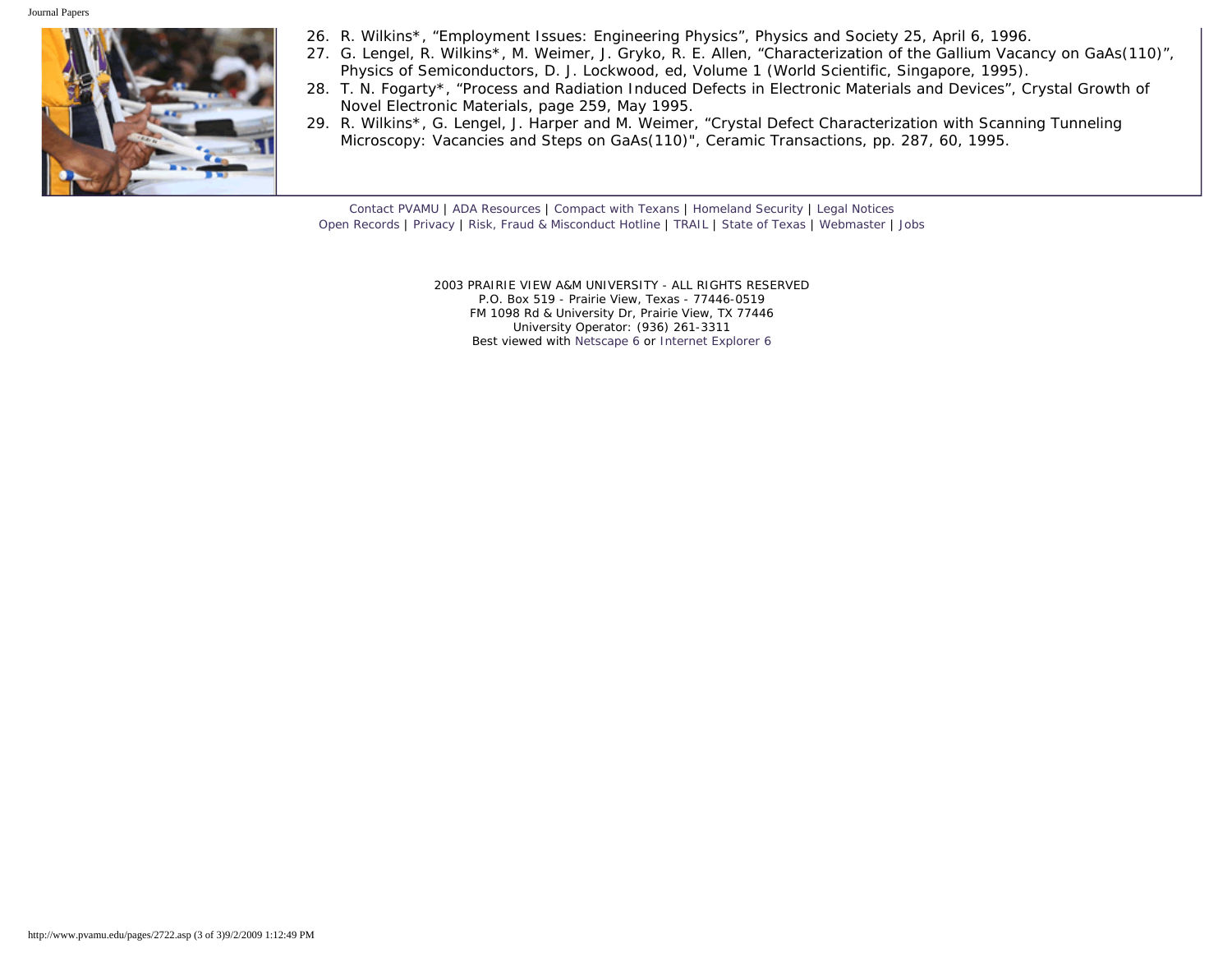26. R. Wilkins*, "Employment Issues: Engineering Physics", Physics and Society 25, April 6, 1996.
27. G. Lengel, R. Wilkins*, M. Weimer, J. Gryko, R. E. Allen, "Characterization of the Gallium Vacancy on GaAs(110)", Physics of Semiconductors, D. J. Lockwood, ed, Volume 1 (World Scientific, Singapore, 1995).
28. T. N. Fogarty*, "Process and Radiation Induced Defects in Electronic Materials and Devices", Crystal Growth of Novel Electronic Materials, page 259, May 1995.
29. R. Wilkins*, G. Lengel, J. Harper and M. Weimer, "Crystal Defect Characterization with Scanning Tunneling Microscopy: Vacancies and Steps on GaAs(110)", Ceramic Transactions, pp. 287, 60, 1995.

Contact PVAMU | ADA Resources | Compact with Texans | Homeland Security | Legal Notices
Open Records | Privacy | Risk, Fraud & Misconduct Hotline | TRAIL | State of Texas | Webmaster | Jobs

2003 PRAIRIE VIEW A&M UNIVERSITY - ALL RIGHTS RESERVED
P.O. Box 519 - Prairie View, Texas - 77446-0519
FM 1098 Rd & University Dr, Prairie View, TX 77446
University Operator: (936) 261-3311
Best viewed with Netscape 6 or Internet Explorer 6